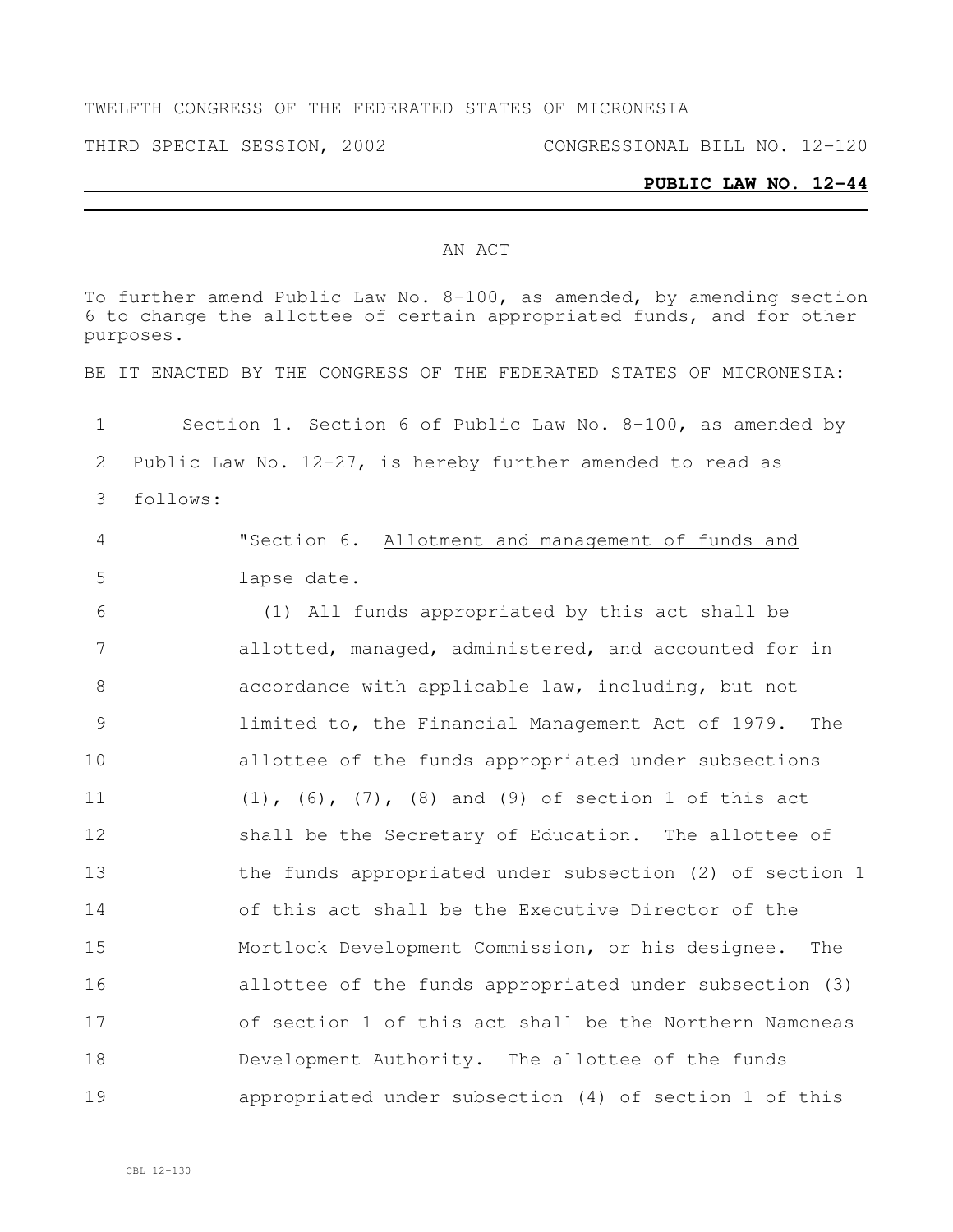TWELFTH CONGRESS OF THE FEDERATED STATES OF MICRONESIA

THIRD SPECIAL SESSION, 2002 CONGRESSIONAL BILL NO. 12-120

**PUBLIC LAW NO. 12-44**

AN ACT

To further amend Public Law No. 8-100, as amended, by amending section 6 to change the allottee of certain appropriated funds, and for other purposes.

BE IT ENACTED BY THE CONGRESS OF THE FEDERATED STATES OF MICRONESIA:

1 Section 1. Section 6 of Public Law No. 8-100, as amended by
2 Public Law No. 12-27, is hereby further amended to read as
3 follows:

4 "Section 6. Allotment and management of funds and
5 lapse date.

6 (1) All funds appropriated by this act shall be
7 allotted, managed, administered, and accounted for in
8 accordance with applicable law, including, but not
9 limited to, the Financial Management Act of 1979. The
10 allottee of the funds appropriated under subsections
11 (1), (6), (7), (8) and (9) of section 1 of this act
12 shall be the Secretary of Education. The allottee of
13 the funds appropriated under subsection (2) of section 1
14 of this act shall be the Executive Director of the
15 Mortlock Development Commission, or his designee. The
16 allottee of the funds appropriated under subsection (3)
17 of section 1 of this act shall be the Northern Namoneas
18 Development Authority. The allottee of the funds
19 appropriated under subsection (4) of section 1 of this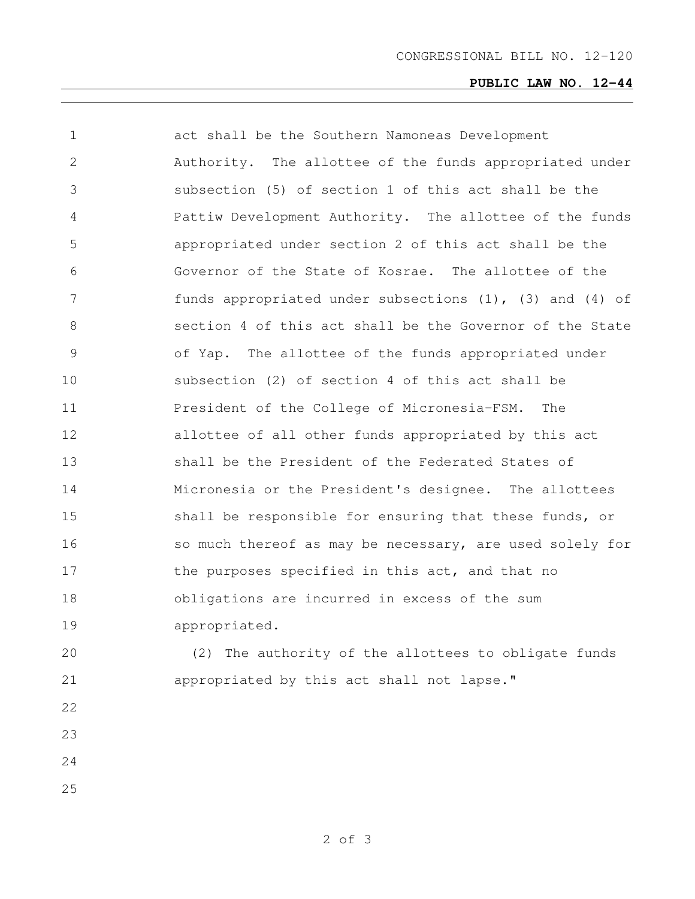act shall be the Southern Namoneas Development Authority. The allottee of the funds appropriated under subsection (5) of section 1 of this act shall be the Pattiw Development Authority. The allottee of the funds appropriated under section 2 of this act shall be the Governor of the State of Kosrae. The allottee of the funds appropriated under subsections (1), (3) and (4) of section 4 of this act shall be the Governor of the State of Yap. The allottee of the funds appropriated under subsection (2) of section 4 of this act shall be President of the College of Micronesia-FSM. The allottee of all other funds appropriated by this act shall be the President of the Federated States of Micronesia or the President's designee. The allottees shall be responsible for ensuring that these funds, or so much thereof as may be necessary, are used solely for the purposes specified in this act, and that no obligations are incurred in excess of the sum appropriated.

(2) The authority of the allottees to obligate funds appropriated by this act shall not lapse."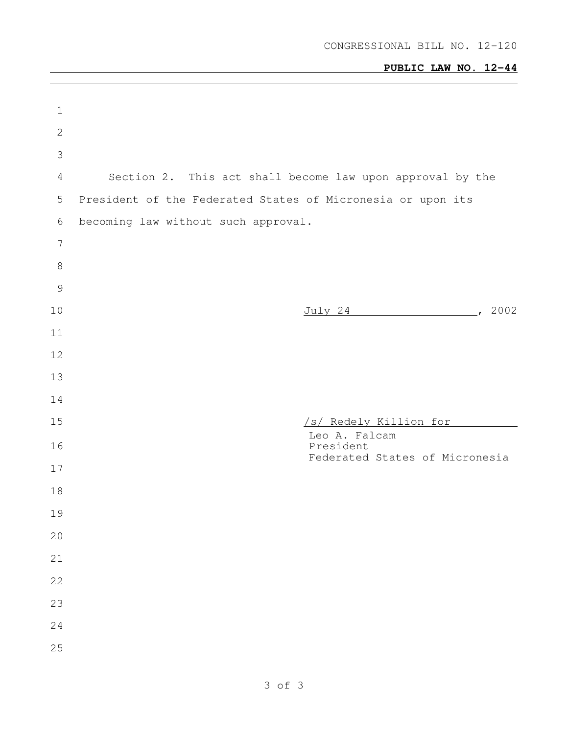CONGRESSIONAL BILL NO. 12-120

**PUBLIC LAW NO. 12-44**

Section 2. This act shall become law upon approval by the President of the Federated States of Micronesia or upon its becoming law without such approval.

July 24, 2002

/s/ Redely Killion for
Leo A. Falcam
President
Federated States of Micronesia